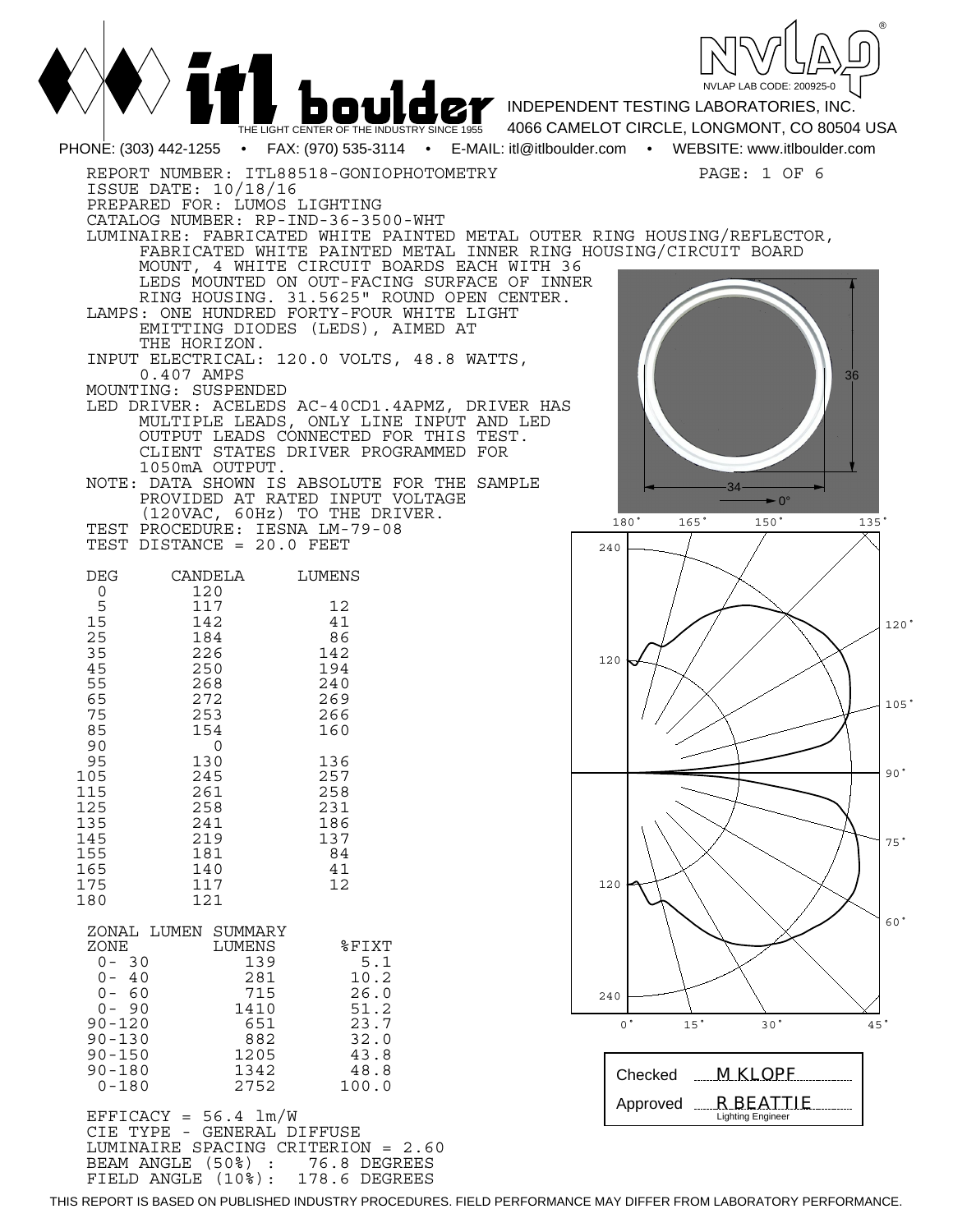# itl boulder

THE LIGHT CENTER OF THE INDUSTRY SINCE 1955

NVLAP LAB CODE: 200925-0

INDEPENDENT TESTING LABORATORIES, INC.
4066 CAMELOT CIRCLE, LONGMONT, CO 80504 USA

PHONE: (303) 442-1255 • FAX: (970) 535-3114 • E-MAIL: itl@itlboulder.com • WEBSITE: www.itlboulder.com

REPORT NUMBER: ITL88518-GONIOPHOTOMETRY
ISSUE DATE: 10/18/16
PREPARED FOR: LUMOS LIGHTING
CATALOG NUMBER: RP-IND-36-3500-WHT
LUMINAIRE: FABRICATED WHITE PAINTED METAL OUTER RING HOUSING/REFLECTOR, FABRICATED WHITE PAINTED METAL INNER RING HOUSING/CIRCUIT BOARD MOUNT, 4 WHITE CIRCUIT BOARDS EACH WITH 36 LEDS MOUNTED ON OUT-FACING SURFACE OF INNER RING HOUSING. 31.5625" ROUND OPEN CENTER.
LAMPS: ONE HUNDRED FORTY-FOUR WHITE LIGHT EMITTING DIODES (LEDS), AIMED AT THE HORIZON.
INPUT ELECTRICAL: 120.0 VOLTS, 48.8 WATTS, 0.407 AMPS
MOUNTING: SUSPENDED
LED DRIVER: ACELEDS AC-40CD1.4APMZ, DRIVER HAS MULTIPLE LEADS, ONLY LINE INPUT AND LED OUTPUT LEADS CONNECTED FOR THIS TEST. CLIENT STATES DRIVER PROGRAMMED FOR 1050mA OUTPUT.
NOTE: DATA SHOWN IS ABSOLUTE FOR THE SAMPLE PROVIDED AT RATED INPUT VOLTAGE (120VAC, 60Hz) TO THE DRIVER.
TEST PROCEDURE: IESNA LM-79-08
TEST DISTANCE = 20.0 FEET

| DEG | CANDELA | LUMENS |
|---|---|---|
| 0 | 120 | |
| 5 | 117 | 12 |
| 15 | 142 | 41 |
| 25 | 184 | 86 |
| 35 | 226 | 142 |
| 45 | 250 | 194 |
| 55 | 268 | 240 |
| 65 | 272 | 269 |
| 75 | 253 | 266 |
| 85 | 154 | 160 |
| 90 | 0 | |
| 95 | 130 | 136 |
| 105 | 245 | 257 |
| 115 | 261 | 258 |
| 125 | 258 | 231 |
| 135 | 241 | 186 |
| 145 | 219 | 137 |
| 155 | 181 | 84 |
| 165 | 140 | 41 |
| 175 | 117 | 12 |
| 180 | 121 | |

ZONAL LUMEN SUMMARY

| ZONE | LUMENS | %FIXT |
|---|---|---|
| 0- 30 | 139 | 5.1 |
| 0- 40 | 281 | 10.2 |
| 0- 60 | 715 | 26.0 |
| 0- 90 | 1410 | 51.2 |
| 90-120 | 651 | 23.7 |
| 90-130 | 882 | 32.0 |
| 90-150 | 1205 | 43.8 |
| 90-180 | 1342 | 48.8 |
| 0-180 | 2752 | 100.0 |

EFFICACY = 56.4 lm/W
CIE TYPE - GENERAL DIFFUSE
LUMINAIRE SPACING CRITERION = 2.60
BEAM ANGLE (50%) : 76.8 DEGREES
FIELD ANGLE (10%): 178.6 DEGREES

Checked: M KLOPF
Approved: R BEATTIE, Lighting Engineer

THIS REPORT IS BASED ON PUBLISHED INDUSTRY PROCEDURES. FIELD PERFORMANCE MAY DIFFER FROM LABORATORY PERFORMANCE.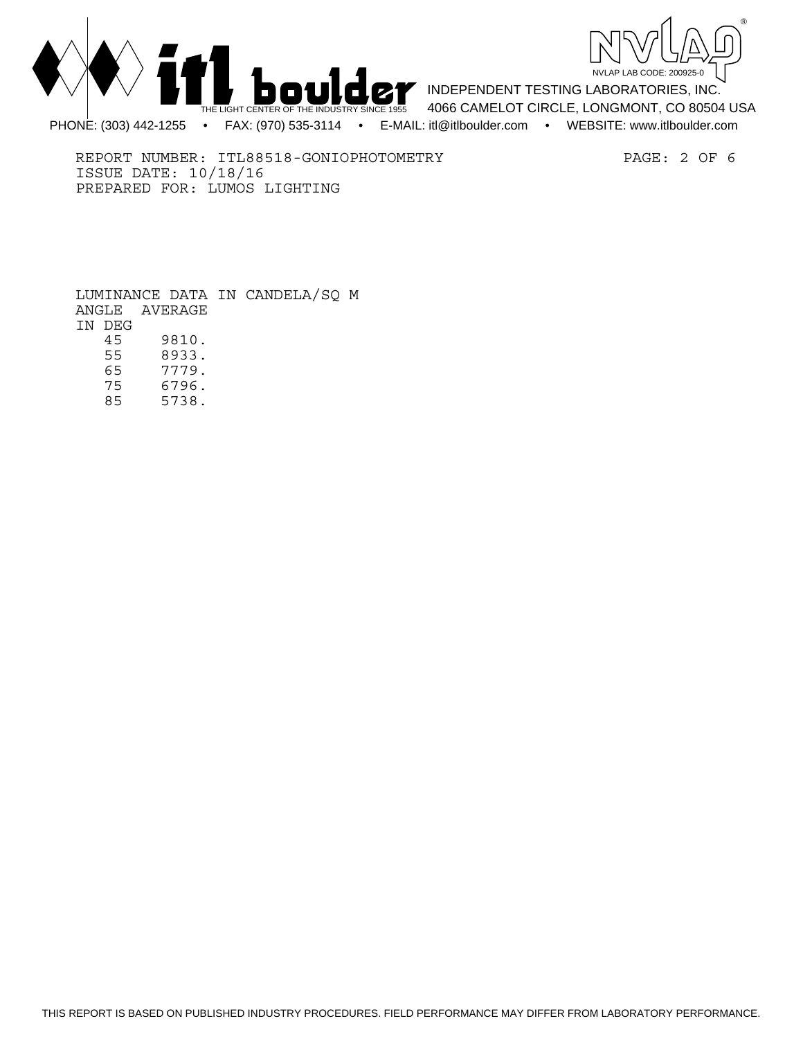REPORT NUMBER: ITL88518-GONIOPHOTOMETRY
ISSUE DATE: 10/18/16
PREPARED FOR: LUMOS LIGHTING

LUMINANCE DATA IN CANDELA/SQ M

| ANGLE IN DEG | AVERAGE |
|---|---|
| 45 | 9810. |
| 55 | 8933. |
| 65 | 7779. |
| 75 | 6796. |
| 85 | 5738. |

THIS REPORT IS BASED ON PUBLISHED INDUSTRY PROCEDURES. FIELD PERFORMANCE MAY DIFFER FROM LABORATORY PERFORMANCE.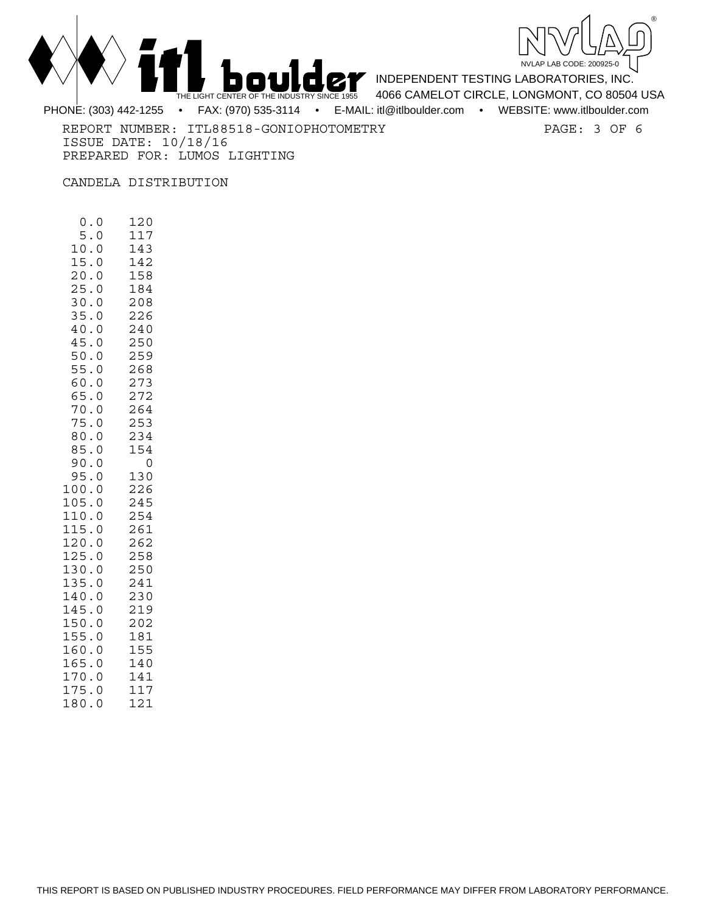INDEPENDENT TESTING LABORATORIES, INC.
4066 CAMELOT CIRCLE, LONGMONT, CO 80504 USA

PHONE: (303) 442-1255 • FAX: (970) 535-3114 • E-MAIL: itl@itlboulder.com • WEBSITE: www.itlboulder.com

REPORT NUMBER: ITL88518-GONIOPHOTOMETRY
ISSUE DATE: 10/18/16
PREPARED FOR: LUMOS LIGHTING

CANDELA DISTRIBUTION

| | |
|---|---|
| 0.0 | 120 |
| 5.0 | 117 |
| 10.0 | 143 |
| 15.0 | 142 |
| 20.0 | 158 |
| 25.0 | 184 |
| 30.0 | 208 |
| 35.0 | 226 |
| 40.0 | 240 |
| 45.0 | 250 |
| 50.0 | 259 |
| 55.0 | 268 |
| 60.0 | 273 |
| 65.0 | 272 |
| 70.0 | 264 |
| 75.0 | 253 |
| 80.0 | 234 |
| 85.0 | 154 |
| 90.0 | 0 |
| 95.0 | 130 |
| 100.0 | 226 |
| 105.0 | 245 |
| 110.0 | 254 |
| 115.0 | 261 |
| 120.0 | 262 |
| 125.0 | 258 |
| 130.0 | 250 |
| 135.0 | 241 |
| 140.0 | 230 |
| 145.0 | 219 |
| 150.0 | 202 |
| 155.0 | 181 |
| 160.0 | 155 |
| 165.0 | 140 |
| 170.0 | 141 |
| 175.0 | 117 |
| 180.0 | 121 |

THIS REPORT IS BASED ON PUBLISHED INDUSTRY PROCEDURES. FIELD PERFORMANCE MAY DIFFER FROM LABORATORY PERFORMANCE.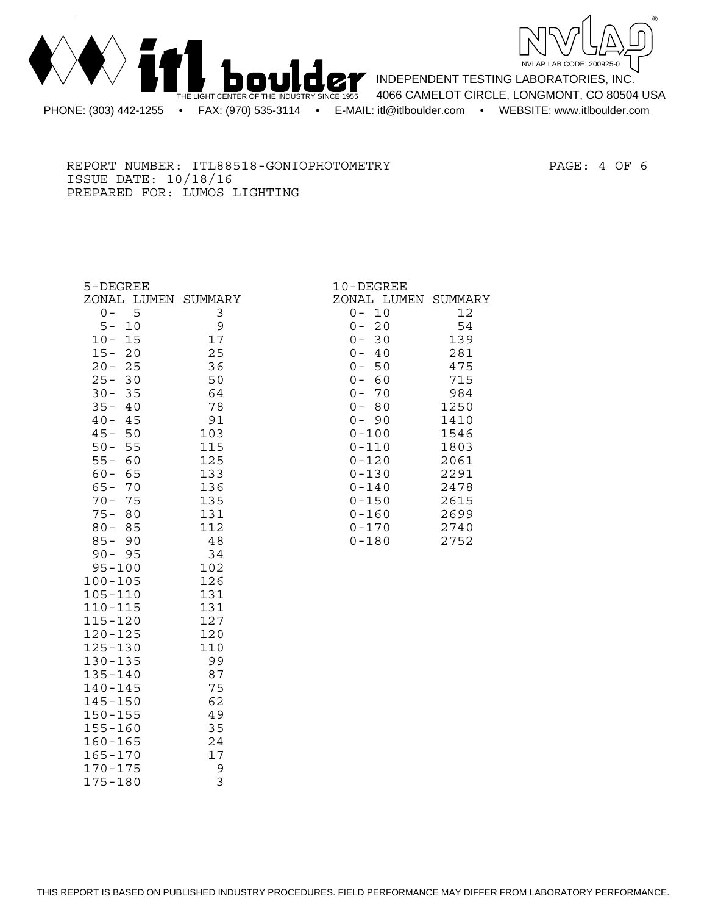REPORT NUMBER: ITL88518-GONIOPHOTOMETRY
ISSUE DATE: 10/18/16
PREPARED FOR: LUMOS LIGHTING

**5-DEGREE ZONAL LUMEN SUMMARY**

| Zone | Lumens |
|---|---|
| 0- 5 | 3 |
| 5- 10 | 9 |
| 10- 15 | 17 |
| 15- 20 | 25 |
| 20- 25 | 36 |
| 25- 30 | 50 |
| 30- 35 | 64 |
| 35- 40 | 78 |
| 40- 45 | 91 |
| 45- 50 | 103 |
| 50- 55 | 115 |
| 55- 60 | 125 |
| 60- 65 | 133 |
| 65- 70 | 136 |
| 70- 75 | 135 |
| 75- 80 | 131 |
| 80- 85 | 112 |
| 85- 90 | 48 |
| 90- 95 | 34 |
| 95-100 | 102 |
| 100-105 | 126 |
| 105-110 | 131 |
| 110-115 | 131 |
| 115-120 | 127 |
| 120-125 | 120 |
| 125-130 | 110 |
| 130-135 | 99 |
| 135-140 | 87 |
| 140-145 | 75 |
| 145-150 | 62 |
| 150-155 | 49 |
| 155-160 | 35 |
| 160-165 | 24 |
| 165-170 | 17 |
| 170-175 | 9 |
| 175-180 | 3 |

**10-DEGREE ZONAL LUMEN SUMMARY**

| Zone | Lumens |
|---|---|
| 0- 10 | 12 |
| 0- 20 | 54 |
| 0- 30 | 139 |
| 0- 40 | 281 |
| 0- 50 | 475 |
| 0- 60 | 715 |
| 0- 70 | 984 |
| 0- 80 | 1250 |
| 0- 90 | 1410 |
| 0-100 | 1546 |
| 0-110 | 1803 |
| 0-120 | 2061 |
| 0-130 | 2291 |
| 0-140 | 2478 |
| 0-150 | 2615 |
| 0-160 | 2699 |
| 0-170 | 2740 |
| 0-180 | 2752 |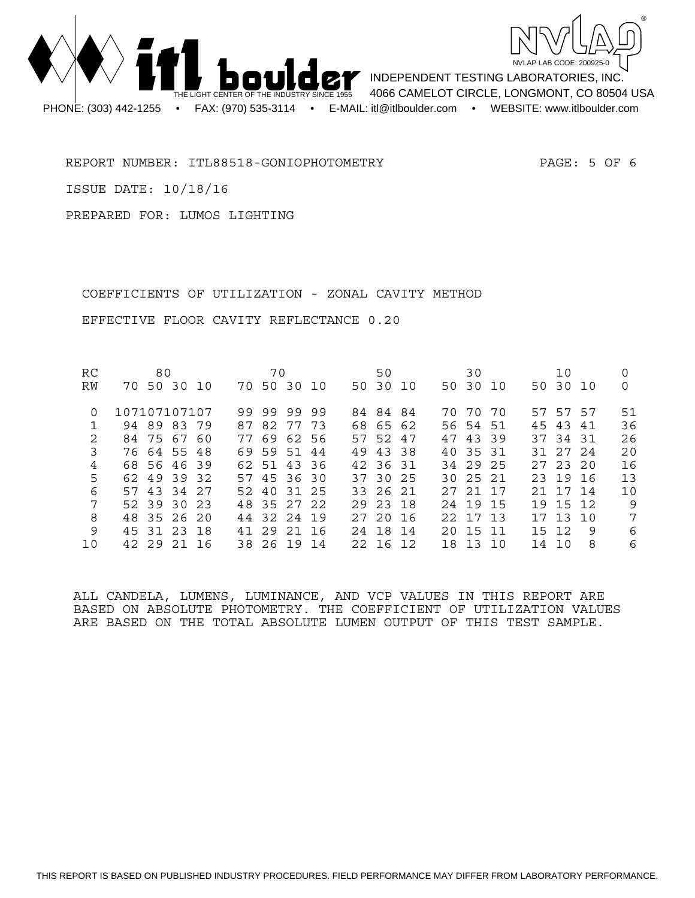REPORT NUMBER: ITL88518-GONIOPHOTOMETRY

ISSUE DATE: 10/18/16

PREPARED FOR: LUMOS LIGHTING

## COEFFICIENTS OF UTILIZATION - ZONAL CAVITY METHOD

EFFECTIVE FLOOR CAVITY REFLECTANCE 0.20

| RC | 80 | | | | 70 | | | | 50 | | | 30 | | | 10 | | | 0 |
|---|---|---|---|---|---|---|---|---|---|---|---|---|---|---|---|---|---|---|
| RW | 70 | 50 | 30 | 10 | 70 | 50 | 30 | 10 | 50 | 30 | 10 | 50 | 30 | 10 | 50 | 30 | 10 | 0 |
| 0 | 107 | 107 | 107 | 107 | 99 | 99 | 99 | 99 | 84 | 84 | 84 | 70 | 70 | 70 | 57 | 57 | 57 | 51 |
| 1 | 94 | 89 | 83 | 79 | 87 | 82 | 77 | 73 | 68 | 65 | 62 | 56 | 54 | 51 | 45 | 43 | 41 | 36 |
| 2 | 84 | 75 | 67 | 60 | 77 | 69 | 62 | 56 | 57 | 52 | 47 | 47 | 43 | 39 | 37 | 34 | 31 | 26 |
| 3 | 76 | 64 | 55 | 48 | 69 | 59 | 51 | 44 | 49 | 43 | 38 | 40 | 35 | 31 | 31 | 27 | 24 | 20 |
| 4 | 68 | 56 | 46 | 39 | 62 | 51 | 43 | 36 | 42 | 36 | 31 | 34 | 29 | 25 | 27 | 23 | 20 | 16 |
| 5 | 62 | 49 | 39 | 32 | 57 | 45 | 36 | 30 | 37 | 30 | 25 | 30 | 25 | 21 | 23 | 19 | 16 | 13 |
| 6 | 57 | 43 | 34 | 27 | 52 | 40 | 31 | 25 | 33 | 26 | 21 | 27 | 21 | 17 | 21 | 17 | 14 | 10 |
| 7 | 52 | 39 | 30 | 23 | 48 | 35 | 27 | 22 | 29 | 23 | 18 | 24 | 19 | 15 | 19 | 15 | 12 | 9 |
| 8 | 48 | 35 | 26 | 20 | 44 | 32 | 24 | 19 | 27 | 20 | 16 | 22 | 17 | 13 | 17 | 13 | 10 | 7 |
| 9 | 45 | 31 | 23 | 18 | 41 | 29 | 21 | 16 | 24 | 18 | 14 | 20 | 15 | 11 | 15 | 12 | 9 | 6 |
| 10 | 42 | 29 | 21 | 16 | 38 | 26 | 19 | 14 | 22 | 16 | 12 | 18 | 13 | 10 | 14 | 10 | 8 | 6 |

ALL CANDELA, LUMENS, LUMINANCE, AND VCP VALUES IN THIS REPORT ARE BASED ON ABSOLUTE PHOTOMETRY. THE COEFFICIENT OF UTILIZATION VALUES ARE BASED ON THE TOTAL ABSOLUTE LUMEN OUTPUT OF THIS TEST SAMPLE.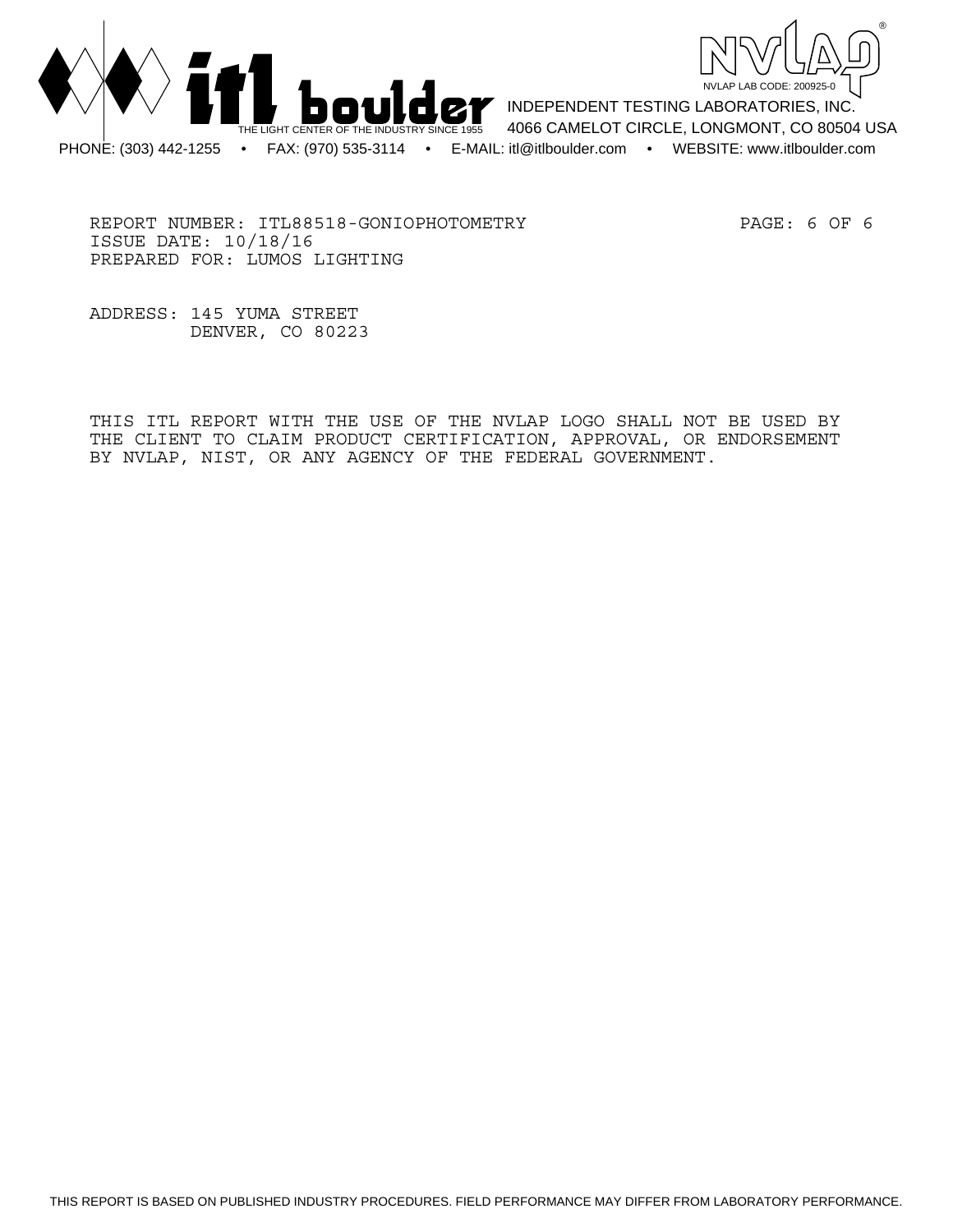REPORT NUMBER: ITL88518-GONIOPHOTOMETRY
ISSUE DATE: 10/18/16
PREPARED FOR: LUMOS LIGHTING

ADDRESS: 145 YUMA STREET
DENVER, CO 80223

THIS ITL REPORT WITH THE USE OF THE NVLAP LOGO SHALL NOT BE USED BY THE CLIENT TO CLAIM PRODUCT CERTIFICATION, APPROVAL, OR ENDORSEMENT BY NVLAP, NIST, OR ANY AGENCY OF THE FEDERAL GOVERNMENT.